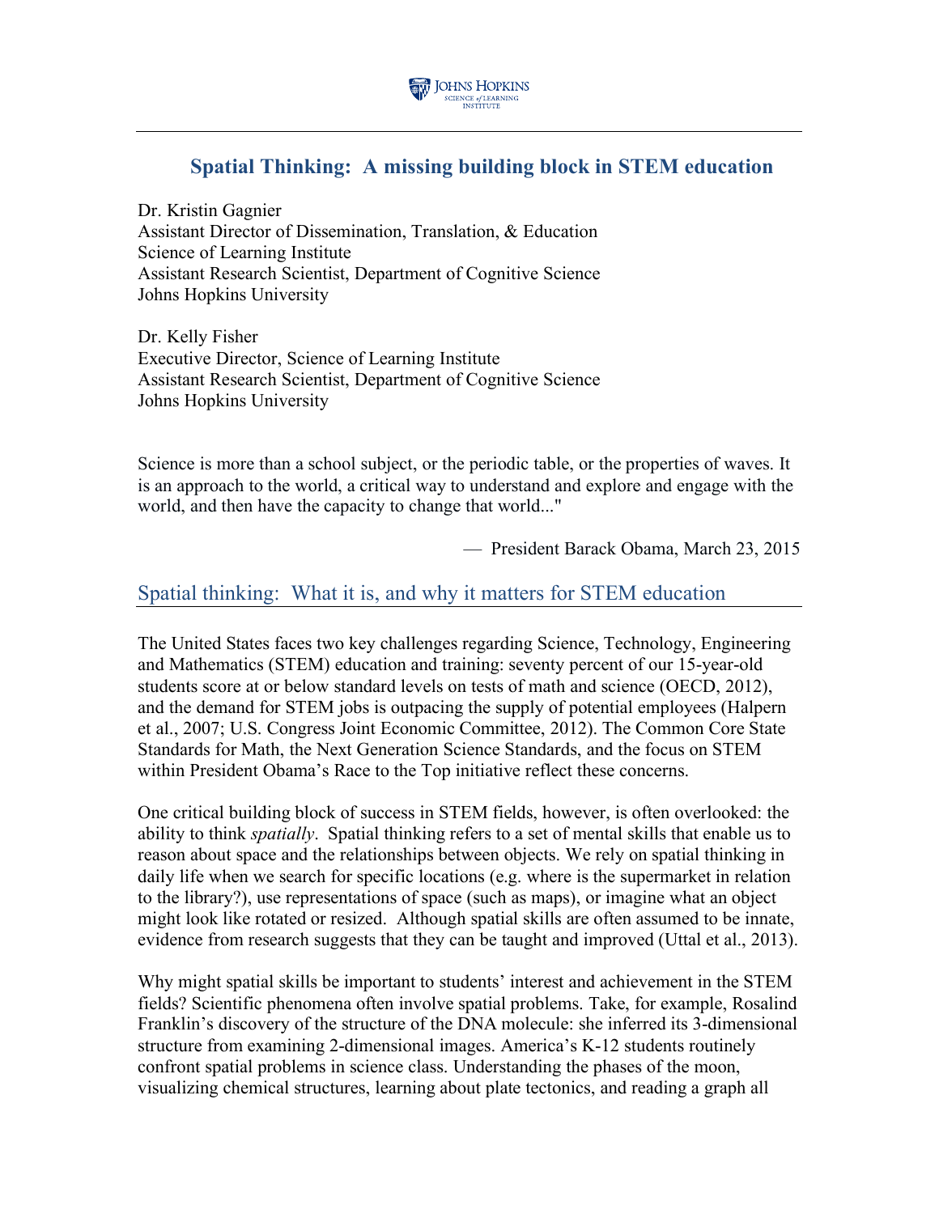# Spatial Thinking: A missing building block in STEM education

Dr. Kristin Gagnier
Assistant Director of Dissemination, Translation, & Education
Science of Learning Institute
Assistant Research Scientist, Department of Cognitive Science
Johns Hopkins University

Dr. Kelly Fisher
Executive Director, Science of Learning Institute
Assistant Research Scientist, Department of Cognitive Science
Johns Hopkins University

Science is more than a school subject, or the periodic table, or the properties of waves. It is an approach to the world, a critical way to understand and explore and engage with the world, and then have the capacity to change that world..."

— President Barack Obama, March 23, 2015

## Spatial thinking: What it is, and why it matters for STEM education

The United States faces two key challenges regarding Science, Technology, Engineering and Mathematics (STEM) education and training: seventy percent of our 15-year-old students score at or below standard levels on tests of math and science (OECD, 2012), and the demand for STEM jobs is outpacing the supply of potential employees (Halpern et al., 2007; U.S. Congress Joint Economic Committee, 2012). The Common Core State Standards for Math, the Next Generation Science Standards, and the focus on STEM within President Obama's Race to the Top initiative reflect these concerns.

One critical building block of success in STEM fields, however, is often overlooked: the ability to think *spatially*. Spatial thinking refers to a set of mental skills that enable us to reason about space and the relationships between objects. We rely on spatial thinking in daily life when we search for specific locations (e.g. where is the supermarket in relation to the library?), use representations of space (such as maps), or imagine what an object might look like rotated or resized. Although spatial skills are often assumed to be innate, evidence from research suggests that they can be taught and improved (Uttal et al., 2013).

Why might spatial skills be important to students' interest and achievement in the STEM fields? Scientific phenomena often involve spatial problems. Take, for example, Rosalind Franklin's discovery of the structure of the DNA molecule: she inferred its 3-dimensional structure from examining 2-dimensional images. America's K-12 students routinely confront spatial problems in science class. Understanding the phases of the moon, visualizing chemical structures, learning about plate tectonics, and reading a graph all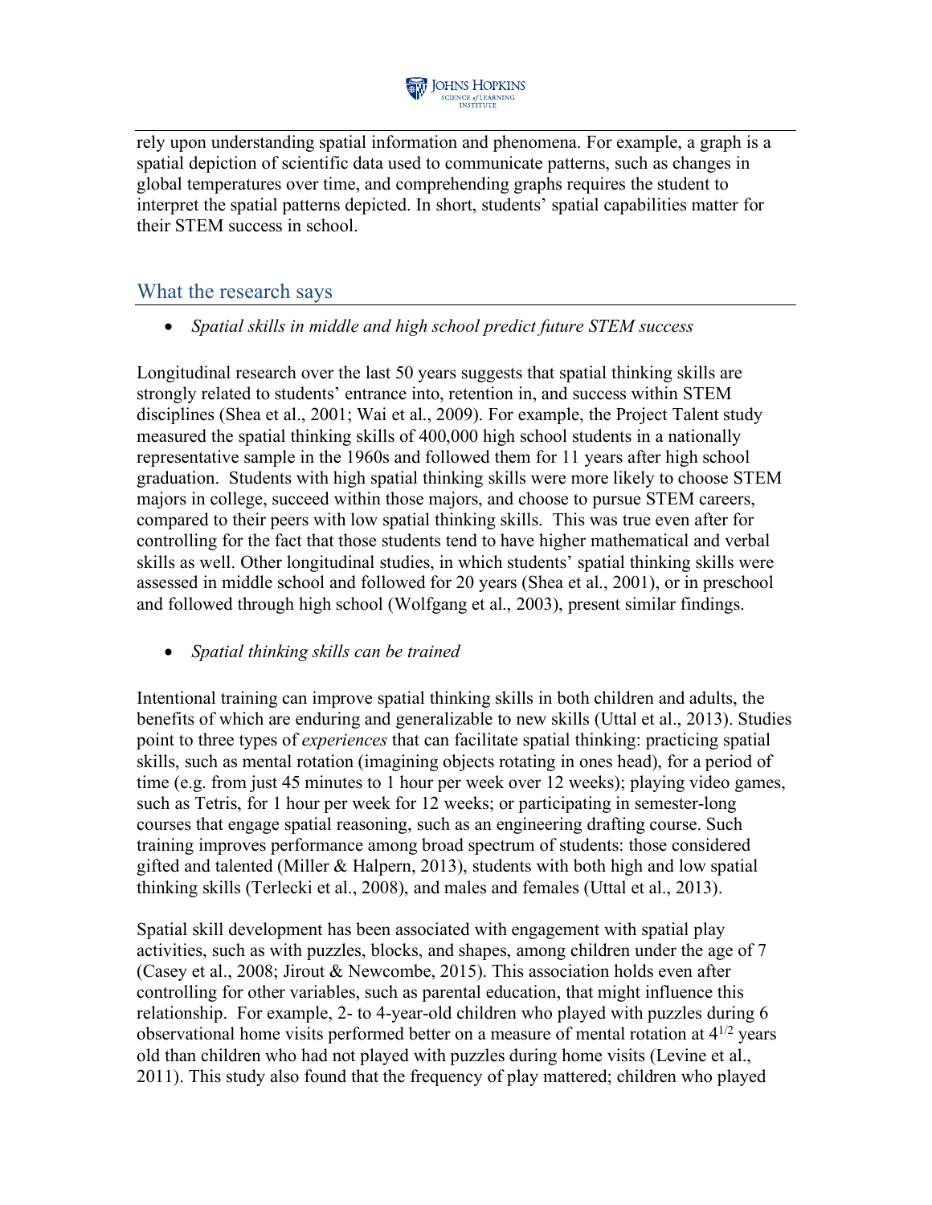rely upon understanding spatial information and phenomena. For example, a graph is a spatial depiction of scientific data used to communicate patterns, such as changes in global temperatures over time, and comprehending graphs requires the student to interpret the spatial patterns depicted. In short, students' spatial capabilities matter for their STEM success in school.

## What the research says

- *Spatial skills in middle and high school predict future STEM success*

Longitudinal research over the last 50 years suggests that spatial thinking skills are strongly related to students' entrance into, retention in, and success within STEM disciplines (Shea et al., 2001; Wai et al., 2009). For example, the Project Talent study measured the spatial thinking skills of 400,000 high school students in a nationally representative sample in the 1960s and followed them for 11 years after high school graduation. Students with high spatial thinking skills were more likely to choose STEM majors in college, succeed within those majors, and choose to pursue STEM careers, compared to their peers with low spatial thinking skills. This was true even after for controlling for the fact that those students tend to have higher mathematical and verbal skills as well. Other longitudinal studies, in which students' spatial thinking skills were assessed in middle school and followed for 20 years (Shea et al., 2001), or in preschool and followed through high school (Wolfgang et al., 2003), present similar findings.

- *Spatial thinking skills can be trained*

Intentional training can improve spatial thinking skills in both children and adults, the benefits of which are enduring and generalizable to new skills (Uttal et al., 2013). Studies point to three types of *experiences* that can facilitate spatial thinking: practicing spatial skills, such as mental rotation (imagining objects rotating in ones head), for a period of time (e.g. from just 45 minutes to 1 hour per week over 12 weeks); playing video games, such as Tetris, for 1 hour per week for 12 weeks; or participating in semester-long courses that engage spatial reasoning, such as an engineering drafting course. Such training improves performance among broad spectrum of students: those considered gifted and talented (Miller & Halpern, 2013), students with both high and low spatial thinking skills (Terlecki et al., 2008), and males and females (Uttal et al., 2013).

Spatial skill development has been associated with engagement with spatial play activities, such as with puzzles, blocks, and shapes, among children under the age of 7 (Casey et al., 2008; Jirout & Newcombe, 2015). This association holds even after controlling for other variables, such as parental education, that might influence this relationship. For example, 2- to 4-year-old children who played with puzzles during 6 observational home visits performed better on a measure of mental rotation at $4^{1/2}$ years old than children who had not played with puzzles during home visits (Levine et al., 2011). This study also found that the frequency of play mattered; children who played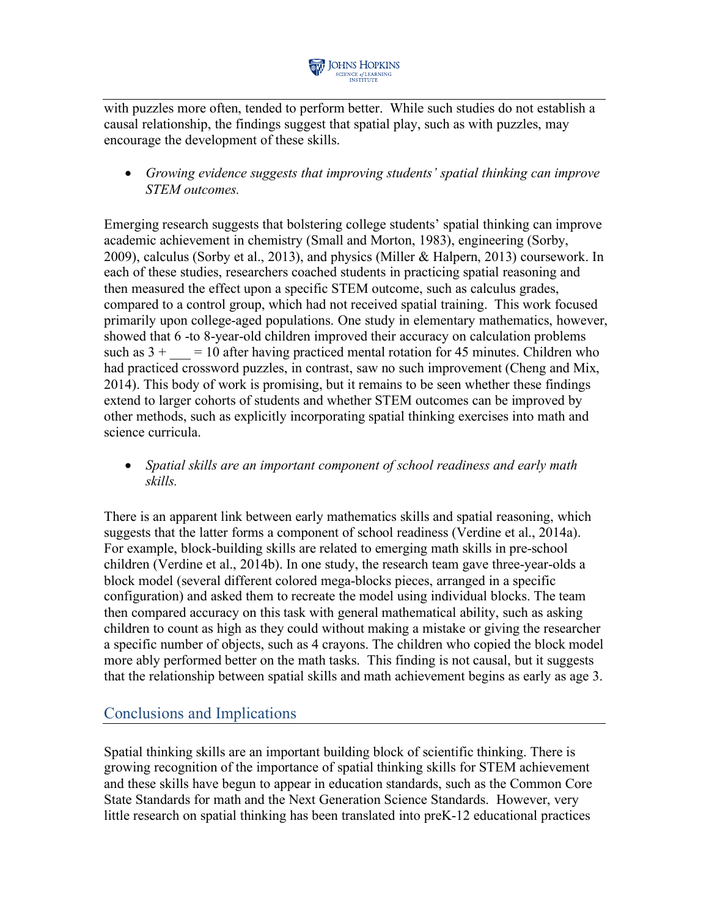with puzzles more often, tended to perform better. While such studies do not establish a causal relationship, the findings suggest that spatial play, such as with puzzles, may encourage the development of these skills.

- *Growing evidence suggests that improving students' spatial thinking can improve STEM outcomes.*

Emerging research suggests that bolstering college students' spatial thinking can improve academic achievement in chemistry (Small and Morton, 1983), engineering (Sorby, 2009), calculus (Sorby et al., 2013), and physics (Miller & Halpern, 2013) coursework. In each of these studies, researchers coached students in practicing spatial reasoning and then measured the effect upon a specific STEM outcome, such as calculus grades, compared to a control group, which had not received spatial training. This work focused primarily upon college-aged populations. One study in elementary mathematics, however, showed that 6 -to 8-year-old children improved their accuracy on calculation problems such as 3 + ___ = 10 after having practiced mental rotation for 45 minutes. Children who had practiced crossword puzzles, in contrast, saw no such improvement (Cheng and Mix, 2014). This body of work is promising, but it remains to be seen whether these findings extend to larger cohorts of students and whether STEM outcomes can be improved by other methods, such as explicitly incorporating spatial thinking exercises into math and science curricula.

- *Spatial skills are an important component of school readiness and early math skills.*

There is an apparent link between early mathematics skills and spatial reasoning, which suggests that the latter forms a component of school readiness (Verdine et al., 2014a). For example, block-building skills are related to emerging math skills in pre-school children (Verdine et al., 2014b). In one study, the research team gave three-year-olds a block model (several different colored mega-blocks pieces, arranged in a specific configuration) and asked them to recreate the model using individual blocks. The team then compared accuracy on this task with general mathematical ability, such as asking children to count as high as they could without making a mistake or giving the researcher a specific number of objects, such as 4 crayons. The children who copied the block model more ably performed better on the math tasks. This finding is not causal, but it suggests that the relationship between spatial skills and math achievement begins as early as age 3.

## Conclusions and Implications

Spatial thinking skills are an important building block of scientific thinking. There is growing recognition of the importance of spatial thinking skills for STEM achievement and these skills have begun to appear in education standards, such as the Common Core State Standards for math and the Next Generation Science Standards. However, very little research on spatial thinking has been translated into preK-12 educational practices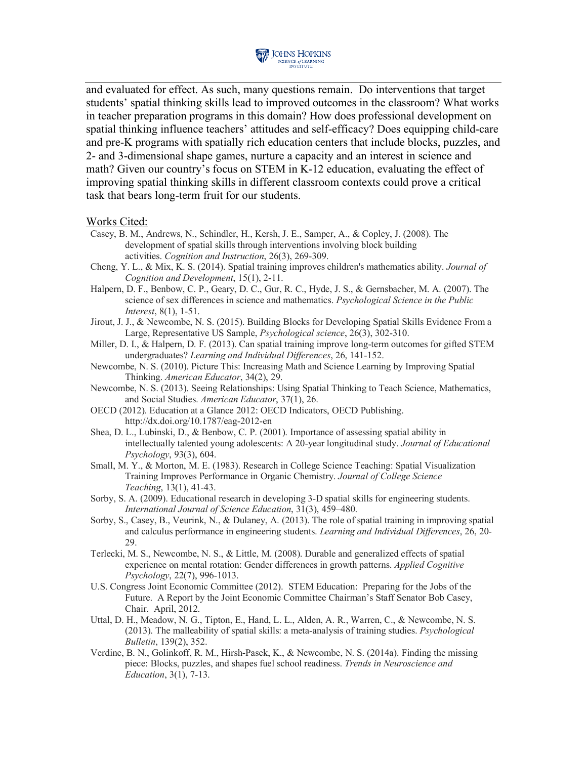and evaluated for effect. As such, many questions remain. Do interventions that target students' spatial thinking skills lead to improved outcomes in the classroom? What works in teacher preparation programs in this domain? How does professional development on spatial thinking influence teachers' attitudes and self-efficacy? Does equipping child-care and pre-K programs with spatially rich education centers that include blocks, puzzles, and 2- and 3-dimensional shape games, nurture a capacity and an interest in science and math? Given our country's focus on STEM in K-12 education, evaluating the effect of improving spatial thinking skills in different classroom contexts could prove a critical task that bears long-term fruit for our students.

Works Cited:

Casey, B. M., Andrews, N., Schindler, H., Kersh, J. E., Samper, A., & Copley, J. (2008). The development of spatial skills through interventions involving block building activities. *Cognition and Instruction*, 26(3), 269-309.

Cheng, Y. L., & Mix, K. S. (2014). Spatial training improves children's mathematics ability. *Journal of Cognition and Development*, 15(1), 2-11.

Halpern, D. F., Benbow, C. P., Geary, D. C., Gur, R. C., Hyde, J. S., & Gernsbacher, M. A. (2007). The science of sex differences in science and mathematics. *Psychological Science in the Public Interest*, 8(1), 1-51.

Jirout, J. J., & Newcombe, N. S. (2015). Building Blocks for Developing Spatial Skills Evidence From a Large, Representative US Sample, *Psychological science*, 26(3), 302-310.

Miller, D. I., & Halpern, D. F. (2013). Can spatial training improve long-term outcomes for gifted STEM undergraduates? *Learning and Individual Differences*, 26, 141-152.

Newcombe, N. S. (2010). Picture This: Increasing Math and Science Learning by Improving Spatial Thinking. *American Educator*, 34(2), 29.

Newcombe, N. S. (2013). Seeing Relationships: Using Spatial Thinking to Teach Science, Mathematics, and Social Studies. *American Educator*, 37(1), 26.

OECD (2012). Education at a Glance 2012: OECD Indicators, OECD Publishing. http://dx.doi.org/10.1787/eag-2012-en

Shea, D. L., Lubinski, D., & Benbow, C. P. (2001). Importance of assessing spatial ability in intellectually talented young adolescents: A 20-year longitudinal study. *Journal of Educational Psychology*, 93(3), 604.

Small, M. Y., & Morton, M. E. (1983). Research in College Science Teaching: Spatial Visualization Training Improves Performance in Organic Chemistry. *Journal of College Science Teaching*, 13(1), 41-43.

Sorby, S. A. (2009). Educational research in developing 3-D spatial skills for engineering students. *International Journal of Science Education*, 31(3), 459–480.

Sorby, S., Casey, B., Veurink, N., & Dulaney, A. (2013). The role of spatial training in improving spatial and calculus performance in engineering students. *Learning and Individual Differences*, 26, 20-29.

Terlecki, M. S., Newcombe, N. S., & Little, M. (2008). Durable and generalized effects of spatial experience on mental rotation: Gender differences in growth patterns. *Applied Cognitive Psychology*, 22(7), 996-1013.

U.S. Congress Joint Economic Committee (2012). STEM Education: Preparing for the Jobs of the Future. A Report by the Joint Economic Committee Chairman's Staff Senator Bob Casey, Chair. April, 2012.

Uttal, D. H., Meadow, N. G., Tipton, E., Hand, L. L., Alden, A. R., Warren, C., & Newcombe, N. S. (2013). The malleability of spatial skills: a meta-analysis of training studies. *Psychological Bulletin*, 139(2), 352.

Verdine, B. N., Golinkoff, R. M., Hirsh-Pasek, K., & Newcombe, N. S. (2014a). Finding the missing piece: Blocks, puzzles, and shapes fuel school readiness. *Trends in Neuroscience and Education*, 3(1), 7-13.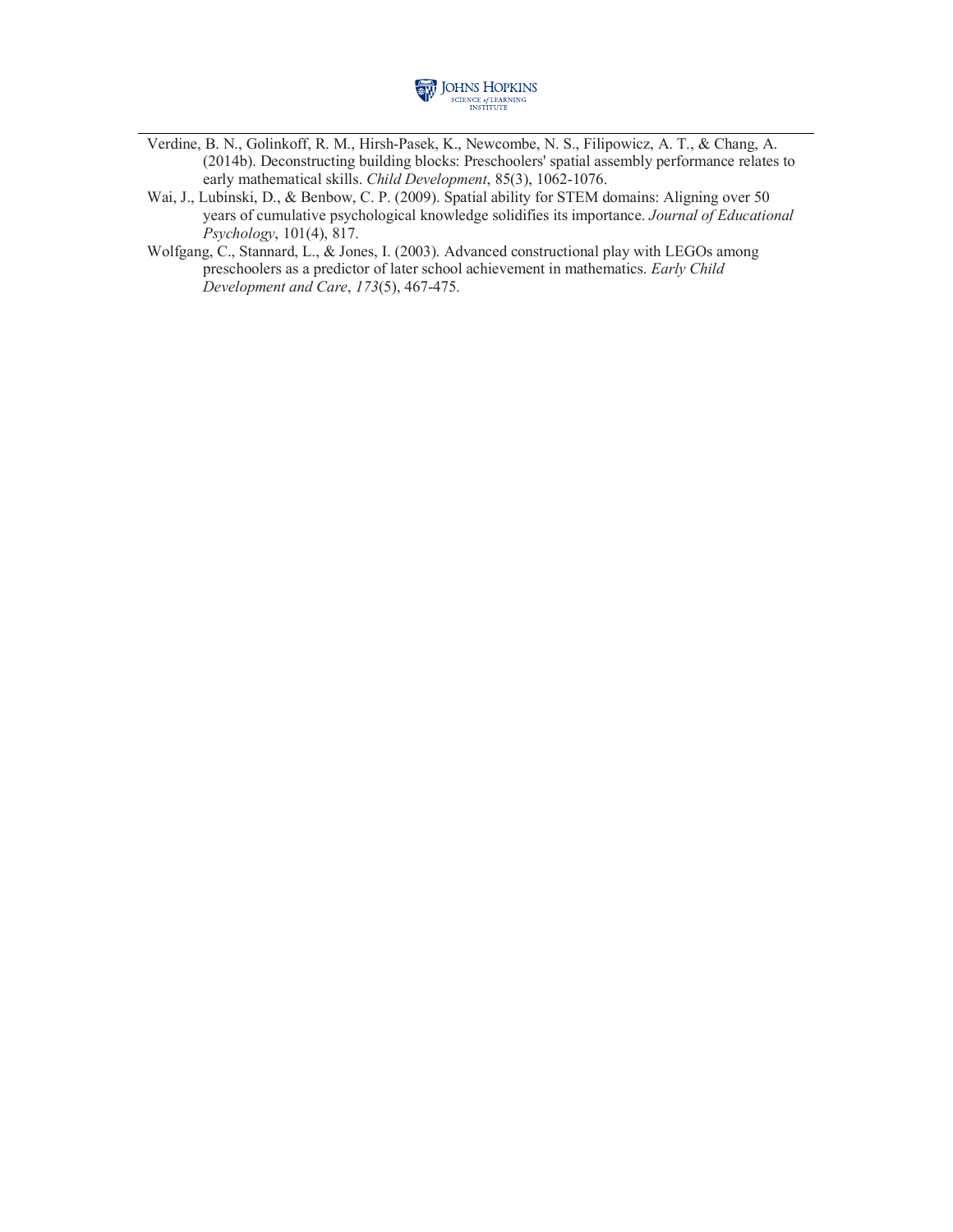Verdine, B. N., Golinkoff, R. M., Hirsh-Pasek, K., Newcombe, N. S., Filipowicz, A. T., & Chang, A. (2014b). Deconstructing building blocks: Preschoolers' spatial assembly performance relates to early mathematical skills. *Child Development*, 85(3), 1062-1076.

Wai, J., Lubinski, D., & Benbow, C. P. (2009). Spatial ability for STEM domains: Aligning over 50 years of cumulative psychological knowledge solidifies its importance. *Journal of Educational Psychology*, 101(4), 817.

Wolfgang, C., Stannard, L., & Jones, I. (2003). Advanced constructional play with LEGOs among preschoolers as a predictor of later school achievement in mathematics. *Early Child Development and Care*, *173*(5), 467-475.